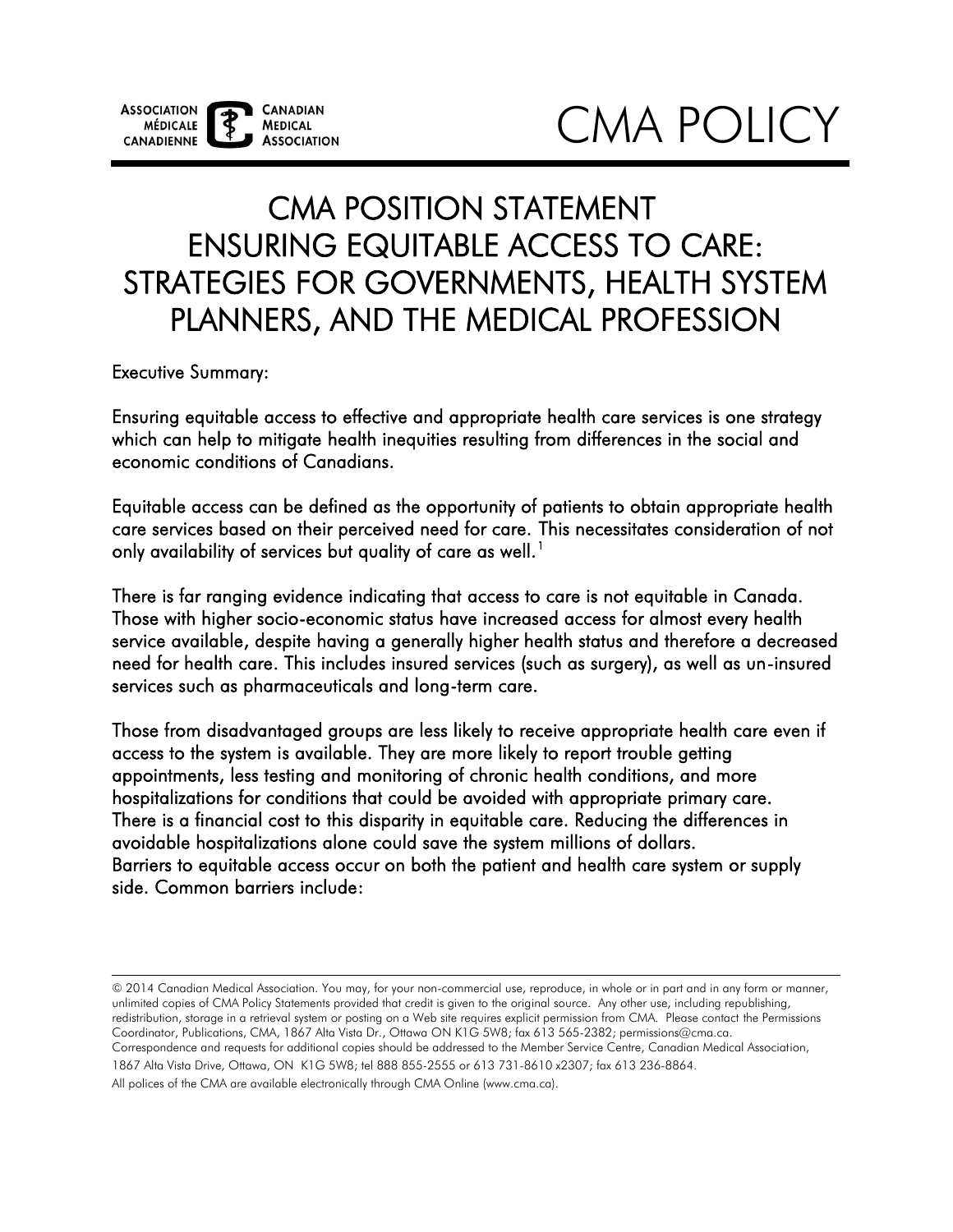# CMA POLICY

# CMA POSITION STATEMENT
# ENSURING EQUITABLE ACCESS TO CARE: STRATEGIES FOR GOVERNMENTS, HEALTH SYSTEM PLANNERS, AND THE MEDICAL PROFESSION

Executive Summary:

Ensuring equitable access to effective and appropriate health care services is one strategy which can help to mitigate health inequities resulting from differences in the social and economic conditions of Canadians.

Equitable access can be defined as the opportunity of patients to obtain appropriate health care services based on their perceived need for care. This necessitates consideration of not only availability of services but quality of care as well.[1]

There is far ranging evidence indicating that access to care is not equitable in Canada. Those with higher socio-economic status have increased access for almost every health service available, despite having a generally higher health status and therefore a decreased need for health care. This includes insured services (such as surgery), as well as un-insured services such as pharmaceuticals and long-term care.

Those from disadvantaged groups are less likely to receive appropriate health care even if access to the system is available. They are more likely to report trouble getting appointments, less testing and monitoring of chronic health conditions, and more hospitalizations for conditions that could be avoided with appropriate primary care. There is a financial cost to this disparity in equitable care. Reducing the differences in avoidable hospitalizations alone could save the system millions of dollars. Barriers to equitable access occur on both the patient and health care system or supply side. Common barriers include:

---

© 2014 Canadian Medical Association. You may, for your non-commercial use, reproduce, in whole or in part and in any form or manner, unlimited copies of CMA Policy Statements provided that credit is given to the original source. Any other use, including republishing, redistribution, storage in a retrieval system or posting on a Web site requires explicit permission from CMA. Please contact the Permissions Coordinator, Publications, CMA, 1867 Alta Vista Dr., Ottawa ON K1G 5W8; fax 613 565-2382; permissions@cma.ca.
Correspondence and requests for additional copies should be addressed to the Member Service Centre, Canadian Medical Association, 1867 Alta Vista Drive, Ottawa, ON K1G 5W8; tel 888 855-2555 or 613 731-8610 x2307; fax 613 236-8864.
All polices of the CMA are available electronically through CMA Online (www.cma.ca).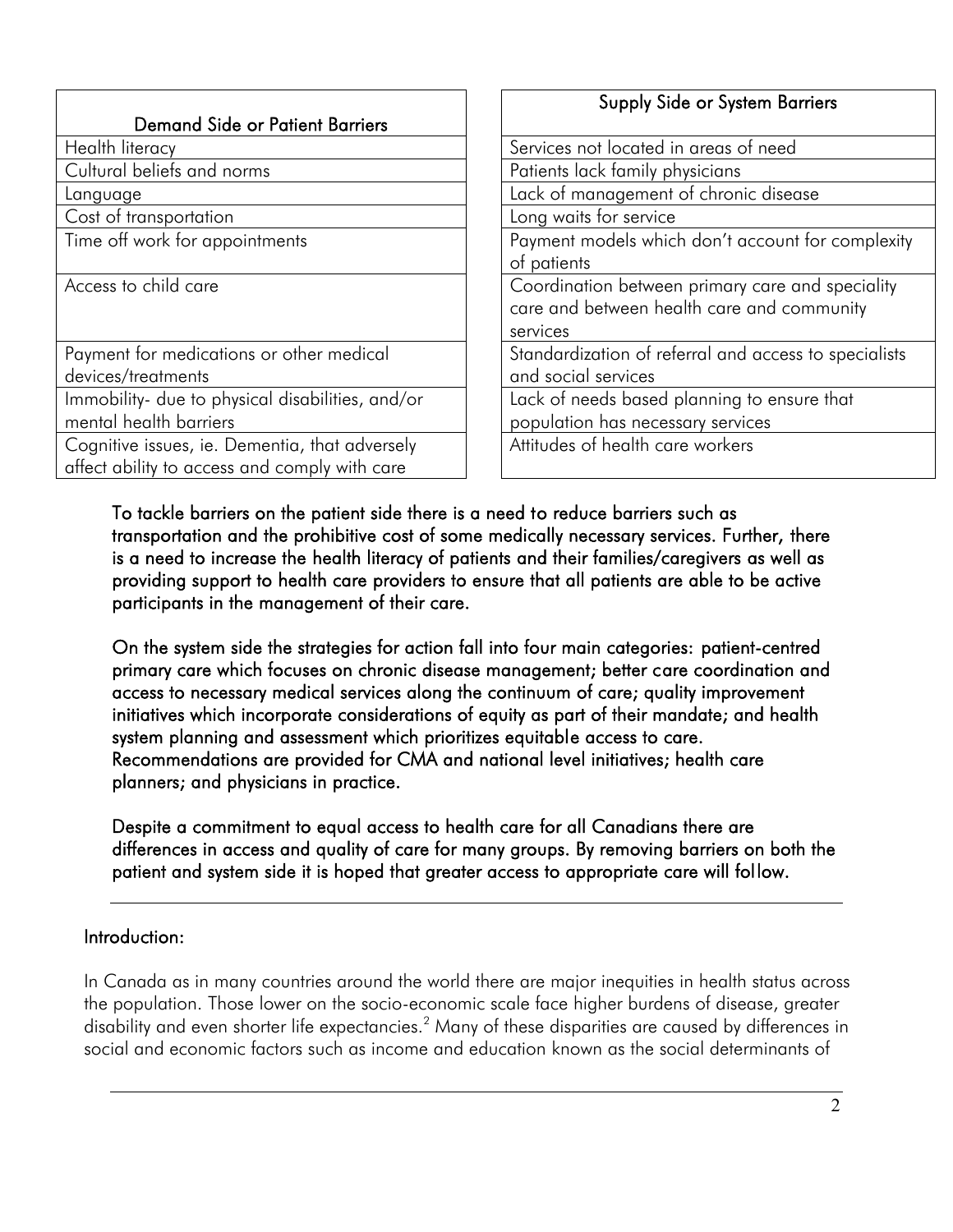| Demand Side or Patient Barriers |
|---|
| Health literacy |
| Cultural beliefs and norms |
| Language |
| Cost of transportation |
| Time off work for appointments |
| Access to child care |
| Payment for medications or other medical devices/treatments |
| Immobility- due to physical disabilities, and/or mental health barriers |
| Cognitive issues, ie. Dementia, that adversely affect ability to access and comply with care |

| Supply Side or System Barriers |
|---|
| Services not located in areas of need |
| Patients lack family physicians |
| Lack of management of chronic disease |
| Long waits for service |
| Payment models which don't account for complexity of patients |
| Coordination between primary care and speciality care and between health care and community services |
| Standardization of referral and access to specialists and social services |
| Lack of needs based planning to ensure that population has necessary services |
| Attitudes of health care workers |

**To tackle barriers on the patient side there is a need to reduce barriers such as transportation and the prohibitive cost of some medically necessary services. Further, there is a need to increase the health literacy of patients and their families/caregivers as well as providing support to health care providers to ensure that all patients are able to be active participants in the management of their care.**

**On the system side the strategies for action fall into four main categories: patient-centred primary care which focuses on chronic disease management; better care coordination and access to necessary medical services along the continuum of care; quality improvement initiatives which incorporate considerations of equity as part of their mandate; and health system planning and assessment which prioritizes equitable access to care. Recommendations are provided for CMA and national level initiatives; health care planners; and physicians in practice.**

**Despite a commitment to equal access to health care for all Canadians there are differences in access and quality of care for many groups. By removing barriers on both the patient and system side it is hoped that greater access to appropriate care will follow.**

---

## Introduction:

In Canada as in many countries around the world there are major inequities in health status across the population. Those lower on the socio-economic scale face higher burdens of disease, greater disability and even shorter life expectancies.[2] Many of these disparities are caused by differences in social and economic factors such as income and education known as the social determinants of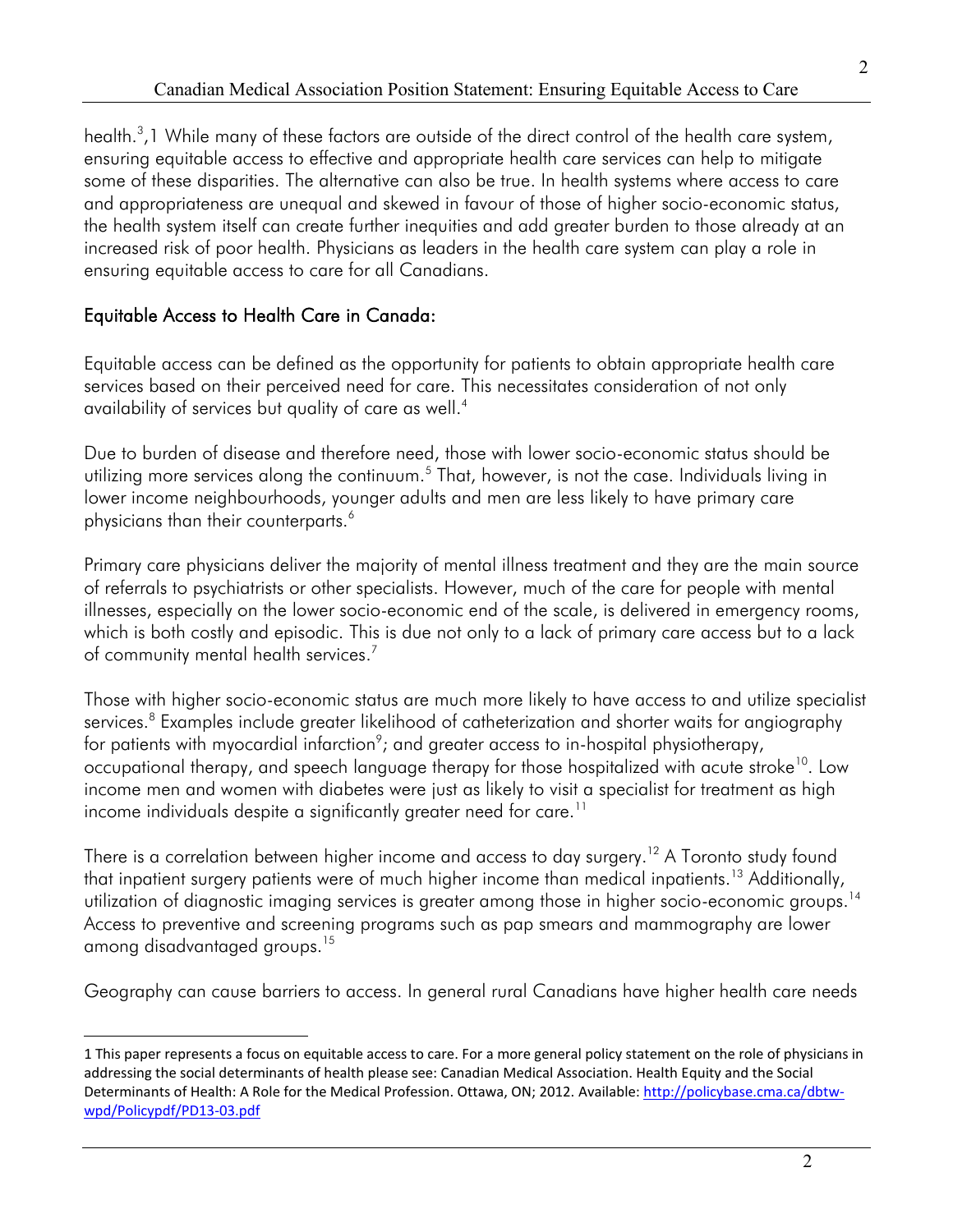health.[3],1 While many of these factors are outside of the direct control of the health care system, ensuring equitable access to effective and appropriate health care services can help to mitigate some of these disparities. The alternative can also be true. In health systems where access to care and appropriateness are unequal and skewed in favour of those of higher socio-economic status, the health system itself can create further inequities and add greater burden to those already at an increased risk of poor health. Physicians as leaders in the health care system can play a role in ensuring equitable access to care for all Canadians.

## Equitable Access to Health Care in Canada:

Equitable access can be defined as the opportunity for patients to obtain appropriate health care services based on their perceived need for care. This necessitates consideration of not only availability of services but quality of care as well.[4]

Due to burden of disease and therefore need, those with lower socio-economic status should be utilizing more services along the continuum.[5] That, however, is not the case. Individuals living in lower income neighbourhoods, younger adults and men are less likely to have primary care physicians than their counterparts.[6]

Primary care physicians deliver the majority of mental illness treatment and they are the main source of referrals to psychiatrists or other specialists. However, much of the care for people with mental illnesses, especially on the lower socio-economic end of the scale, is delivered in emergency rooms, which is both costly and episodic. This is due not only to a lack of primary care access but to a lack of community mental health services.[7]

Those with higher socio-economic status are much more likely to have access to and utilize specialist services.[8] Examples include greater likelihood of catheterization and shorter waits for angiography for patients with myocardial infarction[9]; and greater access to in-hospital physiotherapy, occupational therapy, and speech language therapy for those hospitalized with acute stroke[10]. Low income men and women with diabetes were just as likely to visit a specialist for treatment as high income individuals despite a significantly greater need for care.[11]

There is a correlation between higher income and access to day surgery.[12] A Toronto study found that inpatient surgery patients were of much higher income than medical inpatients.[13] Additionally, utilization of diagnostic imaging services is greater among those in higher socio-economic groups.[14] Access to preventive and screening programs such as pap smears and mammography are lower among disadvantaged groups.[15]

Geography can cause barriers to access. In general rural Canadians have higher health care needs

1 This paper represents a focus on equitable access to care. For a more general policy statement on the role of physicians in addressing the social determinants of health please see: Canadian Medical Association. Health Equity and the Social Determinants of Health: A Role for the Medical Profession. Ottawa, ON; 2012. Available: http://policybase.cma.ca/dbtw-wpd/Policypdf/PD13-03.pdf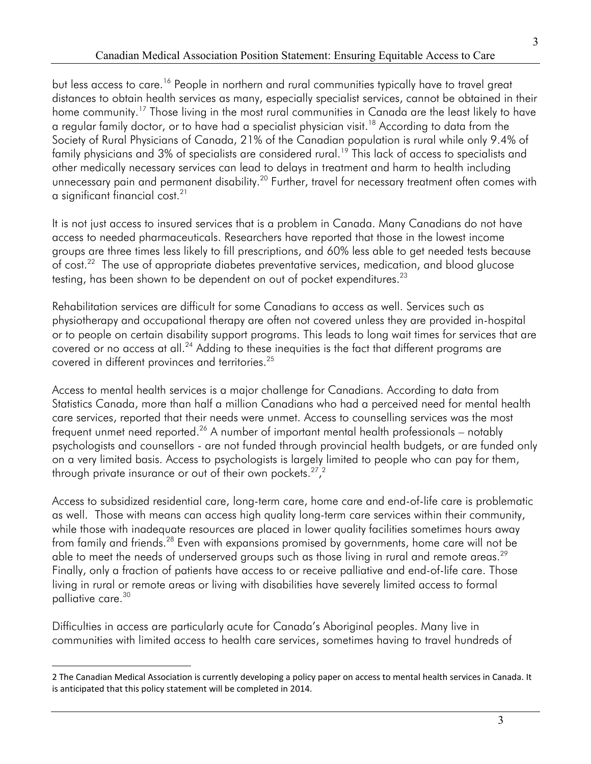but less access to care.[16] People in northern and rural communities typically have to travel great distances to obtain health services as many, especially specialist services, cannot be obtained in their home community.[17] Those living in the most rural communities in Canada are the least likely to have a regular family doctor, or to have had a specialist physician visit.[18] According to data from the Society of Rural Physicians of Canada, 21% of the Canadian population is rural while only 9.4% of family physicians and 3% of specialists are considered rural.[19] This lack of access to specialists and other medically necessary services can lead to delays in treatment and harm to health including unnecessary pain and permanent disability.[20] Further, travel for necessary treatment often comes with a significant financial cost.[21]

It is not just access to insured services that is a problem in Canada. Many Canadians do not have access to needed pharmaceuticals. Researchers have reported that those in the lowest income groups are three times less likely to fill prescriptions, and 60% less able to get needed tests because of cost.[22] The use of appropriate diabetes preventative services, medication, and blood glucose testing, has been shown to be dependent on out of pocket expenditures.[23]

Rehabilitation services are difficult for some Canadians to access as well. Services such as physiotherapy and occupational therapy are often not covered unless they are provided in-hospital or to people on certain disability support programs. This leads to long wait times for services that are covered or no access at all.[24] Adding to these inequities is the fact that different programs are covered in different provinces and territories.[25]

Access to mental health services is a major challenge for Canadians. According to data from Statistics Canada, more than half a million Canadians who had a perceived need for mental health care services, reported that their needs were unmet. Access to counselling services was the most frequent unmet need reported.[26] A number of important mental health professionals – notably psychologists and counsellors - are not funded through provincial health budgets, or are funded only on a very limited basis. Access to psychologists is largely limited to people who can pay for them, through private insurance or out of their own pockets.[27],[2]

Access to subsidized residential care, long-term care, home care and end-of-life care is problematic as well. Those with means can access high quality long-term care services within their community, while those with inadequate resources are placed in lower quality facilities sometimes hours away from family and friends.[28] Even with expansions promised by governments, home care will not be able to meet the needs of underserved groups such as those living in rural and remote areas.[29] Finally, only a fraction of patients have access to or receive palliative and end-of-life care. Those living in rural or remote areas or living with disabilities have severely limited access to formal palliative care.[30]

Difficulties in access are particularly acute for Canada's Aboriginal peoples. Many live in communities with limited access to health care services, sometimes having to travel hundreds of

---

2 The Canadian Medical Association is currently developing a policy paper on access to mental health services in Canada. It is anticipated that this policy statement will be completed in 2014.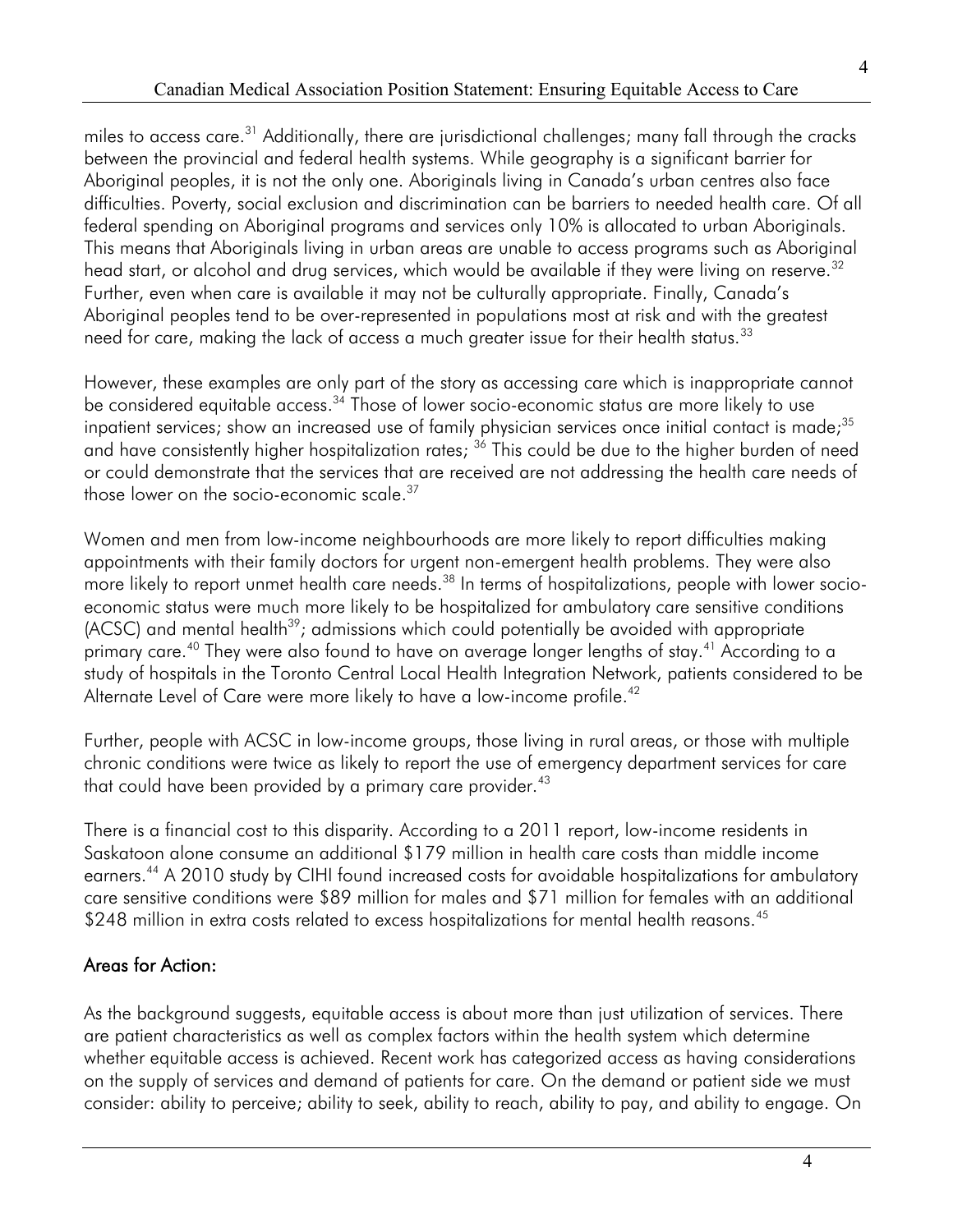miles to access care.[31] Additionally, there are jurisdictional challenges; many fall through the cracks between the provincial and federal health systems. While geography is a significant barrier for Aboriginal peoples, it is not the only one. Aboriginals living in Canada's urban centres also face difficulties. Poverty, social exclusion and discrimination can be barriers to needed health care. Of all federal spending on Aboriginal programs and services only 10% is allocated to urban Aboriginals. This means that Aboriginals living in urban areas are unable to access programs such as Aboriginal head start, or alcohol and drug services, which would be available if they were living on reserve.[32] Further, even when care is available it may not be culturally appropriate. Finally, Canada's Aboriginal peoples tend to be over-represented in populations most at risk and with the greatest need for care, making the lack of access a much greater issue for their health status.[33]

However, these examples are only part of the story as accessing care which is inappropriate cannot be considered equitable access.[34] Those of lower socio-economic status are more likely to use inpatient services; show an increased use of family physician services once initial contact is made;[35] and have consistently higher hospitalization rates; [36] This could be due to the higher burden of need or could demonstrate that the services that are received are not addressing the health care needs of those lower on the socio-economic scale.[37]

Women and men from low-income neighbourhoods are more likely to report difficulties making appointments with their family doctors for urgent non-emergent health problems. They were also more likely to report unmet health care needs.[38] In terms of hospitalizations, people with lower socio-economic status were much more likely to be hospitalized for ambulatory care sensitive conditions (ACSC) and mental health[39]; admissions which could potentially be avoided with appropriate primary care.[40] They were also found to have on average longer lengths of stay.[41] According to a study of hospitals in the Toronto Central Local Health Integration Network, patients considered to be Alternate Level of Care were more likely to have a low-income profile.[42]

Further, people with ACSC in low-income groups, those living in rural areas, or those with multiple chronic conditions were twice as likely to report the use of emergency department services for care that could have been provided by a primary care provider.[43]

There is a financial cost to this disparity. According to a 2011 report, low-income residents in Saskatoon alone consume an additional $179 million in health care costs than middle income earners.[44] A 2010 study by CIHI found increased costs for avoidable hospitalizations for ambulatory care sensitive conditions were $89 million for males and $71 million for females with an additional $248 million in extra costs related to excess hospitalizations for mental health reasons.[45]

## Areas for Action:

As the background suggests, equitable access is about more than just utilization of services. There are patient characteristics as well as complex factors within the health system which determine whether equitable access is achieved. Recent work has categorized access as having considerations on the supply of services and demand of patients for care. On the demand or patient side we must consider: ability to perceive; ability to seek, ability to reach, ability to pay, and ability to engage. On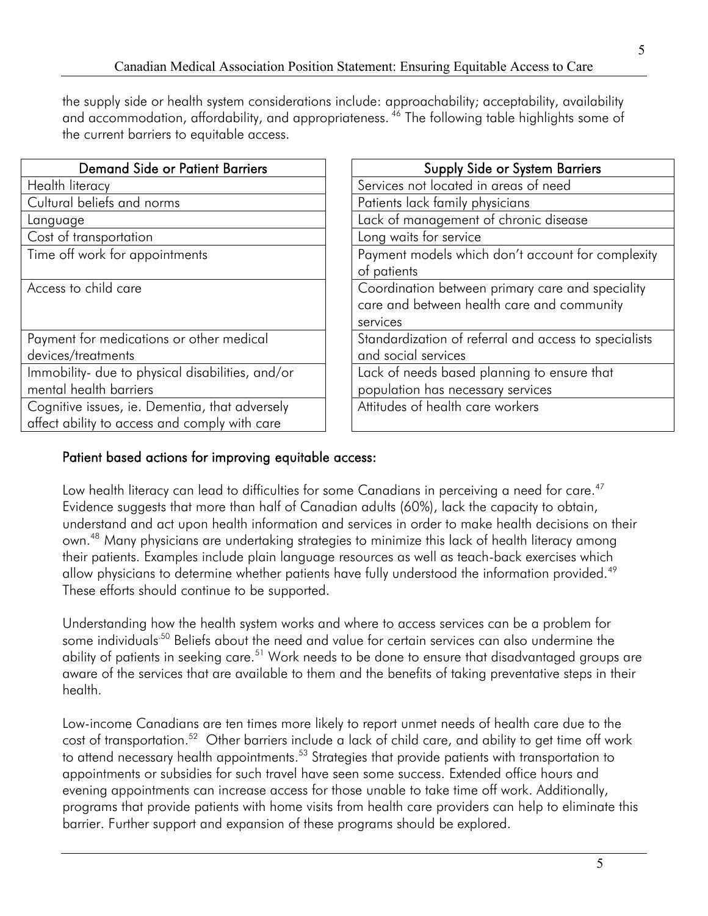the supply side or health system considerations include: approachability; acceptability, availability and accommodation, affordability, and appropriateness.[46] The following table highlights some of the current barriers to equitable access.

| Demand Side or Patient Barriers |
|---|
| Health literacy |
| Cultural beliefs and norms |
| Language |
| Cost of transportation |
| Time off work for appointments |
| Access to child care |
| Payment for medications or other medical devices/treatments |
| Immobility- due to physical disabilities, and/or mental health barriers |
| Cognitive issues, ie. Dementia, that adversely affect ability to access and comply with care |

| Supply Side or System Barriers |
|---|
| Services not located in areas of need |
| Patients lack family physicians |
| Lack of management of chronic disease |
| Long waits for service |
| Payment models which don't account for complexity of patients |
| Coordination between primary care and speciality care and between health care and community services |
| Standardization of referral and access to specialists and social services |
| Lack of needs based planning to ensure that population has necessary services |
| Attitudes of health care workers |

### Patient based actions for improving equitable access:

Low health literacy can lead to difficulties for some Canadians in perceiving a need for care.[47] Evidence suggests that more than half of Canadian adults (60%), lack the capacity to obtain, understand and act upon health information and services in order to make health decisions on their own.[48] Many physicians are undertaking strategies to minimize this lack of health literacy among their patients. Examples include plain language resources as well as teach-back exercises which allow physicians to determine whether patients have fully understood the information provided.[49] These efforts should continue to be supported.

Understanding how the health system works and where to access services can be a problem for some individuals.[50] Beliefs about the need and value for certain services can also undermine the ability of patients in seeking care.[51] Work needs to be done to ensure that disadvantaged groups are aware of the services that are available to them and the benefits of taking preventative steps in their health.

Low-income Canadians are ten times more likely to report unmet needs of health care due to the cost of transportation.[52] Other barriers include a lack of child care, and ability to get time off work to attend necessary health appointments.[53] Strategies that provide patients with transportation to appointments or subsidies for such travel have seen some success. Extended office hours and evening appointments can increase access for those unable to take time off work. Additionally, programs that provide patients with home visits from health care providers can help to eliminate this barrier. Further support and expansion of these programs should be explored.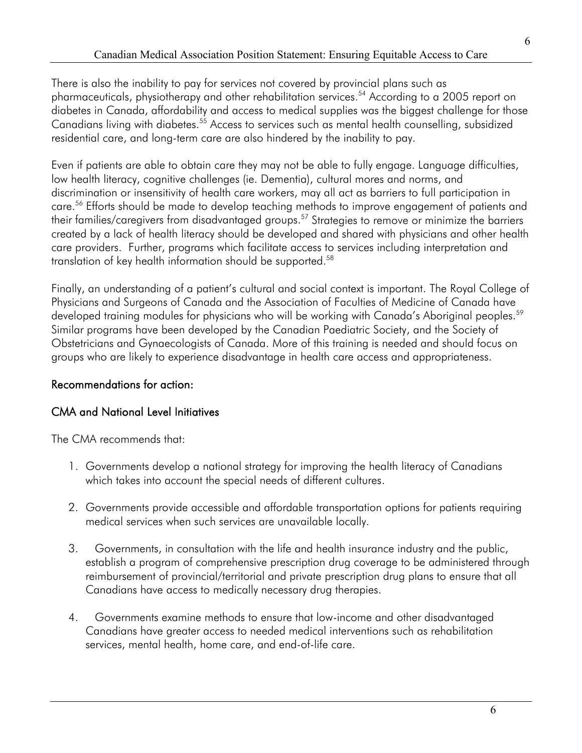There is also the inability to pay for services not covered by provincial plans such as pharmaceuticals, physiotherapy and other rehabilitation services.[54] According to a 2005 report on diabetes in Canada, affordability and access to medical supplies was the biggest challenge for those Canadians living with diabetes.[55] Access to services such as mental health counselling, subsidized residential care, and long-term care are also hindered by the inability to pay.

Even if patients are able to obtain care they may not be able to fully engage. Language difficulties, low health literacy, cognitive challenges (ie. Dementia), cultural mores and norms, and discrimination or insensitivity of health care workers, may all act as barriers to full participation in care.[56] Efforts should be made to develop teaching methods to improve engagement of patients and their families/caregivers from disadvantaged groups.[57] Strategies to remove or minimize the barriers created by a lack of health literacy should be developed and shared with physicians and other health care providers. Further, programs which facilitate access to services including interpretation and translation of key health information should be supported.[58]

Finally, an understanding of a patient's cultural and social context is important. The Royal College of Physicians and Surgeons of Canada and the Association of Faculties of Medicine of Canada have developed training modules for physicians who will be working with Canada's Aboriginal peoples.[59] Similar programs have been developed by the Canadian Paediatric Society, and the Society of Obstetricians and Gynaecologists of Canada. More of this training is needed and should focus on groups who are likely to experience disadvantage in health care access and appropriateness.

## Recommendations for action:

### CMA and National Level Initiatives

The CMA recommends that:

1. Governments develop a national strategy for improving the health literacy of Canadians which takes into account the special needs of different cultures.

2. Governments provide accessible and affordable transportation options for patients requiring medical services when such services are unavailable locally.

3. Governments, in consultation with the life and health insurance industry and the public, establish a program of comprehensive prescription drug coverage to be administered through reimbursement of provincial/territorial and private prescription drug plans to ensure that all Canadians have access to medically necessary drug therapies.

4. Governments examine methods to ensure that low-income and other disadvantaged Canadians have greater access to needed medical interventions such as rehabilitation services, mental health, home care, and end-of-life care.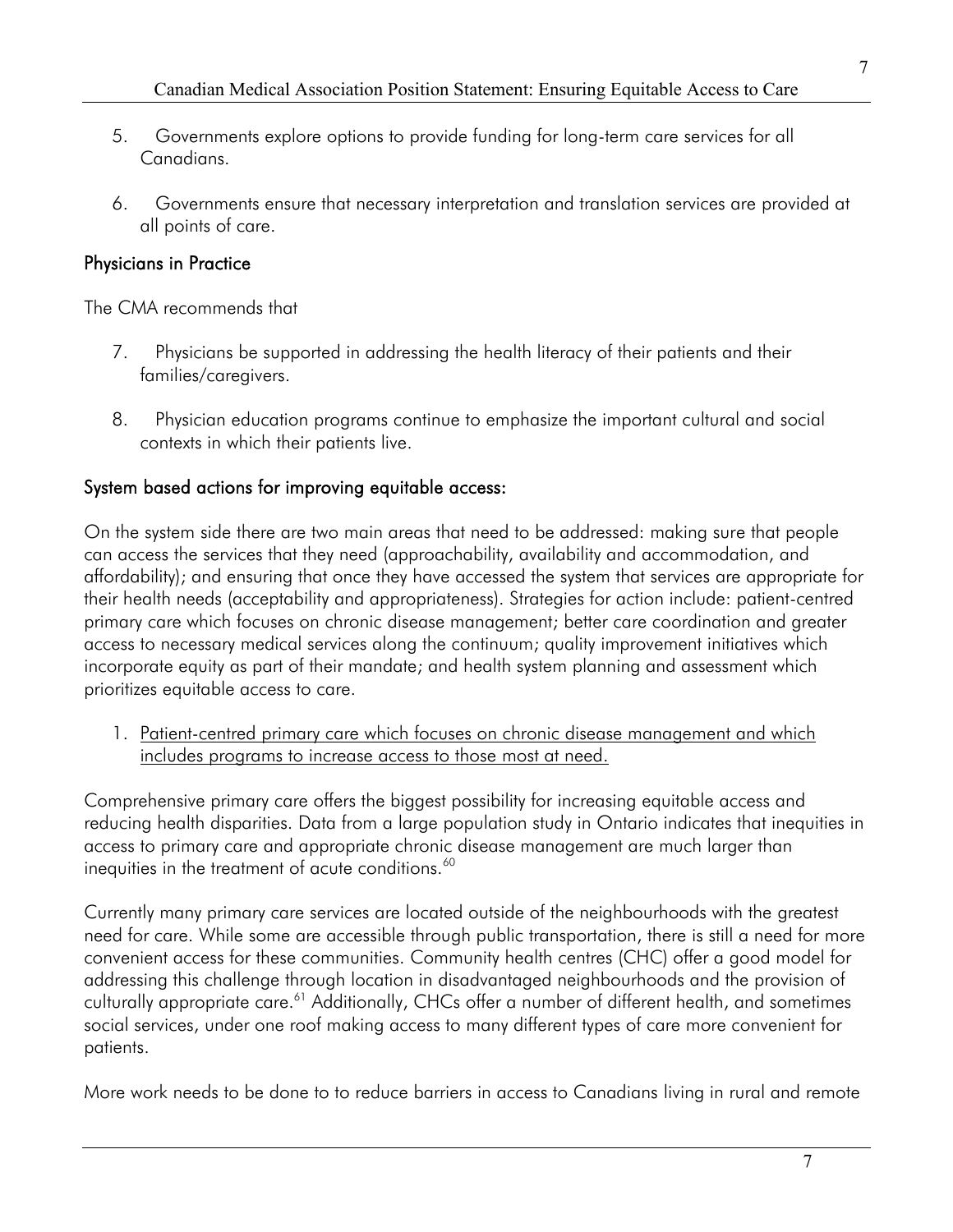5. Governments explore options to provide funding for long-term care services for all Canadians.

6. Governments ensure that necessary interpretation and translation services are provided at all points of care.

### Physicians in Practice

The CMA recommends that

7. Physicians be supported in addressing the health literacy of their patients and their families/caregivers.

8. Physician education programs continue to emphasize the important cultural and social contexts in which their patients live.

### System based actions for improving equitable access:

On the system side there are two main areas that need to be addressed: making sure that people can access the services that they need (approachability, availability and accommodation, and affordability); and ensuring that once they have accessed the system that services are appropriate for their health needs (acceptability and appropriateness). Strategies for action include: patient-centred primary care which focuses on chronic disease management; better care coordination and greater access to necessary medical services along the continuum; quality improvement initiatives which incorporate equity as part of their mandate; and health system planning and assessment which prioritizes equitable access to care.

1. <u>Patient-centred primary care which focuses on chronic disease management and which includes programs to increase access to those most at need.</u>

Comprehensive primary care offers the biggest possibility for increasing equitable access and reducing health disparities. Data from a large population study in Ontario indicates that inequities in access to primary care and appropriate chronic disease management are much larger than inequities in the treatment of acute conditions.[60]

Currently many primary care services are located outside of the neighbourhoods with the greatest need for care. While some are accessible through public transportation, there is still a need for more convenient access for these communities. Community health centres (CHC) offer a good model for addressing this challenge through location in disadvantaged neighbourhoods and the provision of culturally appropriate care.[61] Additionally, CHCs offer a number of different health, and sometimes social services, under one roof making access to many different types of care more convenient for patients.

More work needs to be done to to reduce barriers in access to Canadians living in rural and remote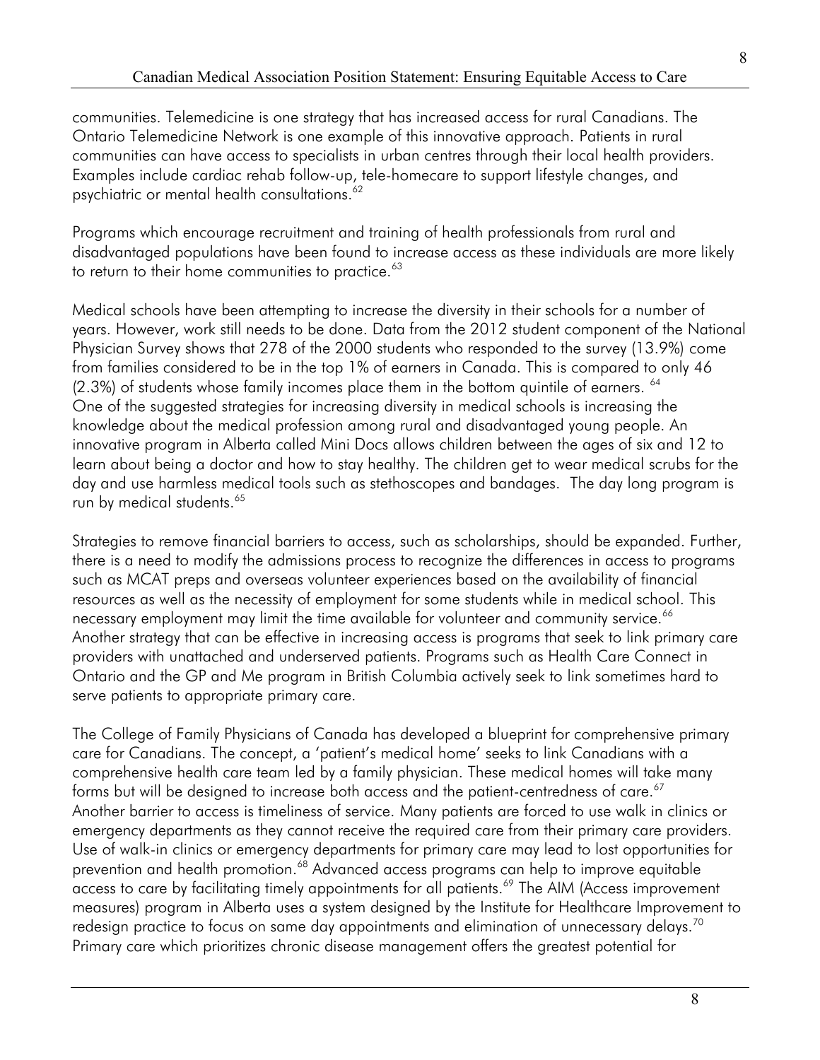communities. Telemedicine is one strategy that has increased access for rural Canadians. The Ontario Telemedicine Network is one example of this innovative approach. Patients in rural communities can have access to specialists in urban centres through their local health providers. Examples include cardiac rehab follow-up, tele-homecare to support lifestyle changes, and psychiatric or mental health consultations.[62]

Programs which encourage recruitment and training of health professionals from rural and disadvantaged populations have been found to increase access as these individuals are more likely to return to their home communities to practice.[63]

Medical schools have been attempting to increase the diversity in their schools for a number of years. However, work still needs to be done. Data from the 2012 student component of the National Physician Survey shows that 278 of the 2000 students who responded to the survey (13.9%) come from families considered to be in the top 1% of earners in Canada. This is compared to only 46 (2.3%) of students whose family incomes place them in the bottom quintile of earners. [64]
One of the suggested strategies for increasing diversity in medical schools is increasing the knowledge about the medical profession among rural and disadvantaged young people. An innovative program in Alberta called Mini Docs allows children between the ages of six and 12 to learn about being a doctor and how to stay healthy. The children get to wear medical scrubs for the day and use harmless medical tools such as stethoscopes and bandages. The day long program is run by medical students.[65]

Strategies to remove financial barriers to access, such as scholarships, should be expanded. Further, there is a need to modify the admissions process to recognize the differences in access to programs such as MCAT preps and overseas volunteer experiences based on the availability of financial resources as well as the necessity of employment for some students while in medical school. This necessary employment may limit the time available for volunteer and community service.[66]
Another strategy that can be effective in increasing access is programs that seek to link primary care providers with unattached and underserved patients. Programs such as Health Care Connect in Ontario and the GP and Me program in British Columbia actively seek to link sometimes hard to serve patients to appropriate primary care.

The College of Family Physicians of Canada has developed a blueprint for comprehensive primary care for Canadians. The concept, a 'patient's medical home' seeks to link Canadians with a comprehensive health care team led by a family physician. These medical homes will take many forms but will be designed to increase both access and the patient-centredness of care.[67]
Another barrier to access is timeliness of service. Many patients are forced to use walk in clinics or emergency departments as they cannot receive the required care from their primary care providers. Use of walk-in clinics or emergency departments for primary care may lead to lost opportunities for prevention and health promotion.[68] Advanced access programs can help to improve equitable access to care by facilitating timely appointments for all patients.[69] The AIM (Access improvement measures) program in Alberta uses a system designed by the Institute for Healthcare Improvement to redesign practice to focus on same day appointments and elimination of unnecessary delays.[70]
Primary care which prioritizes chronic disease management offers the greatest potential for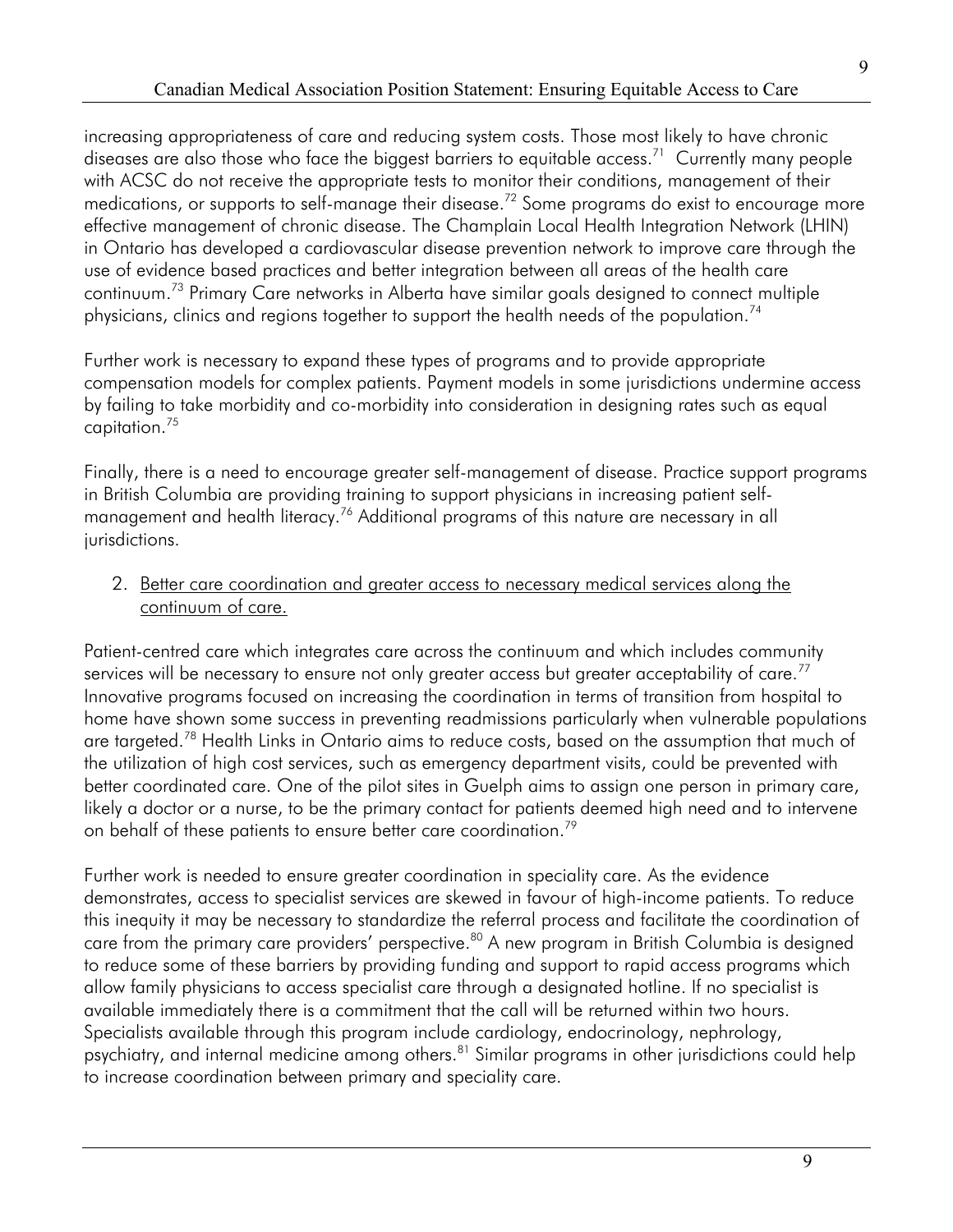increasing appropriateness of care and reducing system costs. Those most likely to have chronic diseases are also those who face the biggest barriers to equitable access.[71] Currently many people with ACSC do not receive the appropriate tests to monitor their conditions, management of their medications, or supports to self-manage their disease.[72] Some programs do exist to encourage more effective management of chronic disease. The Champlain Local Health Integration Network (LHIN) in Ontario has developed a cardiovascular disease prevention network to improve care through the use of evidence based practices and better integration between all areas of the health care continuum.[73] Primary Care networks in Alberta have similar goals designed to connect multiple physicians, clinics and regions together to support the health needs of the population.[74]

Further work is necessary to expand these types of programs and to provide appropriate compensation models for complex patients. Payment models in some jurisdictions undermine access by failing to take morbidity and co-morbidity into consideration in designing rates such as equal capitation.[75]

Finally, there is a need to encourage greater self-management of disease. Practice support programs in British Columbia are providing training to support physicians in increasing patient self-management and health literacy.[76] Additional programs of this nature are necessary in all jurisdictions.

2. <u>Better care coordination and greater access to necessary medical services along the continuum of care.</u>

Patient-centred care which integrates care across the continuum and which includes community services will be necessary to ensure not only greater access but greater acceptability of care.[77] Innovative programs focused on increasing the coordination in terms of transition from hospital to home have shown some success in preventing readmissions particularly when vulnerable populations are targeted.[78] Health Links in Ontario aims to reduce costs, based on the assumption that much of the utilization of high cost services, such as emergency department visits, could be prevented with better coordinated care. One of the pilot sites in Guelph aims to assign one person in primary care, likely a doctor or a nurse, to be the primary contact for patients deemed high need and to intervene on behalf of these patients to ensure better care coordination.[79]

Further work is needed to ensure greater coordination in speciality care. As the evidence demonstrates, access to specialist services are skewed in favour of high-income patients. To reduce this inequity it may be necessary to standardize the referral process and facilitate the coordination of care from the primary care providers' perspective.[80] A new program in British Columbia is designed to reduce some of these barriers by providing funding and support to rapid access programs which allow family physicians to access specialist care through a designated hotline. If no specialist is available immediately there is a commitment that the call will be returned within two hours. Specialists available through this program include cardiology, endocrinology, nephrology, psychiatry, and internal medicine among others.[81] Similar programs in other jurisdictions could help to increase coordination between primary and speciality care.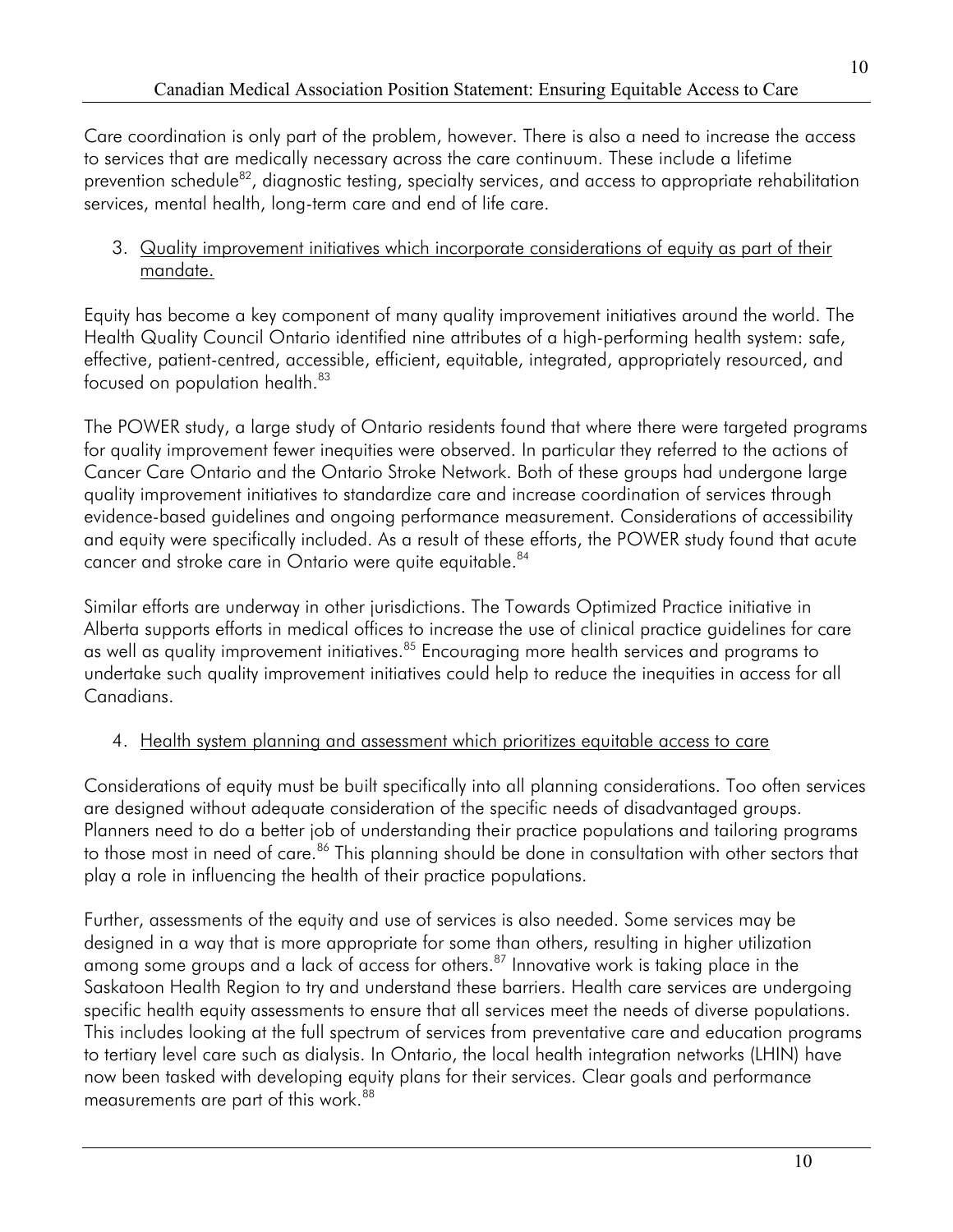Care coordination is only part of the problem, however. There is also a need to increase the access to services that are medically necessary across the care continuum. These include a lifetime prevention schedule[82], diagnostic testing, specialty services, and access to appropriate rehabilitation services, mental health, long-term care and end of life care.

3. Quality improvement initiatives which incorporate considerations of equity as part of their mandate.

Equity has become a key component of many quality improvement initiatives around the world. The Health Quality Council Ontario identified nine attributes of a high-performing health system: safe, effective, patient-centred, accessible, efficient, equitable, integrated, appropriately resourced, and focused on population health.[83]

The POWER study, a large study of Ontario residents found that where there were targeted programs for quality improvement fewer inequities were observed. In particular they referred to the actions of Cancer Care Ontario and the Ontario Stroke Network. Both of these groups had undergone large quality improvement initiatives to standardize care and increase coordination of services through evidence-based guidelines and ongoing performance measurement. Considerations of accessibility and equity were specifically included. As a result of these efforts, the POWER study found that acute cancer and stroke care in Ontario were quite equitable.[84]

Similar efforts are underway in other jurisdictions. The Towards Optimized Practice initiative in Alberta supports efforts in medical offices to increase the use of clinical practice guidelines for care as well as quality improvement initiatives.[85] Encouraging more health services and programs to undertake such quality improvement initiatives could help to reduce the inequities in access for all Canadians.

4. Health system planning and assessment which prioritizes equitable access to care

Considerations of equity must be built specifically into all planning considerations. Too often services are designed without adequate consideration of the specific needs of disadvantaged groups. Planners need to do a better job of understanding their practice populations and tailoring programs to those most in need of care.[86] This planning should be done in consultation with other sectors that play a role in influencing the health of their practice populations.

Further, assessments of the equity and use of services is also needed. Some services may be designed in a way that is more appropriate for some than others, resulting in higher utilization among some groups and a lack of access for others.[87] Innovative work is taking place in the Saskatoon Health Region to try and understand these barriers. Health care services are undergoing specific health equity assessments to ensure that all services meet the needs of diverse populations. This includes looking at the full spectrum of services from preventative care and education programs to tertiary level care such as dialysis. In Ontario, the local health integration networks (LHIN) have now been tasked with developing equity plans for their services. Clear goals and performance measurements are part of this work.[88]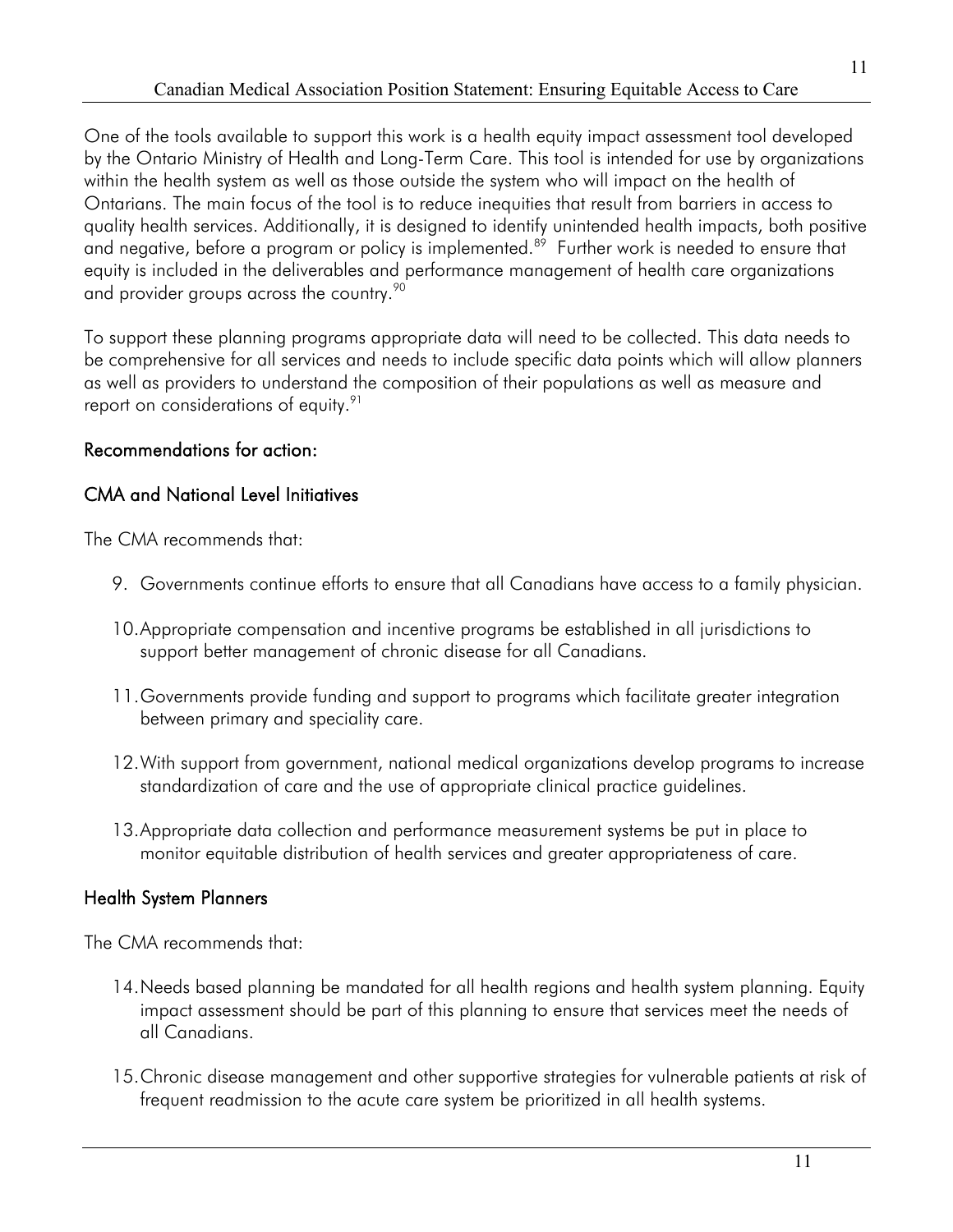One of the tools available to support this work is a health equity impact assessment tool developed by the Ontario Ministry of Health and Long-Term Care. This tool is intended for use by organizations within the health system as well as those outside the system who will impact on the health of Ontarians. The main focus of the tool is to reduce inequities that result from barriers in access to quality health services. Additionally, it is designed to identify unintended health impacts, both positive and negative, before a program or policy is implemented.[89] Further work is needed to ensure that equity is included in the deliverables and performance management of health care organizations and provider groups across the country.[90]

To support these planning programs appropriate data will need to be collected. This data needs to be comprehensive for all services and needs to include specific data points which will allow planners as well as providers to understand the composition of their populations as well as measure and report on considerations of equity.[91]

### Recommendations for action:

### CMA and National Level Initiatives

The CMA recommends that:

9. Governments continue efforts to ensure that all Canadians have access to a family physician.

10. Appropriate compensation and incentive programs be established in all jurisdictions to support better management of chronic disease for all Canadians.

11. Governments provide funding and support to programs which facilitate greater integration between primary and speciality care.

12. With support from government, national medical organizations develop programs to increase standardization of care and the use of appropriate clinical practice guidelines.

13. Appropriate data collection and performance measurement systems be put in place to monitor equitable distribution of health services and greater appropriateness of care.

### Health System Planners

The CMA recommends that:

14. Needs based planning be mandated for all health regions and health system planning. Equity impact assessment should be part of this planning to ensure that services meet the needs of all Canadians.

15. Chronic disease management and other supportive strategies for vulnerable patients at risk of frequent readmission to the acute care system be prioritized in all health systems.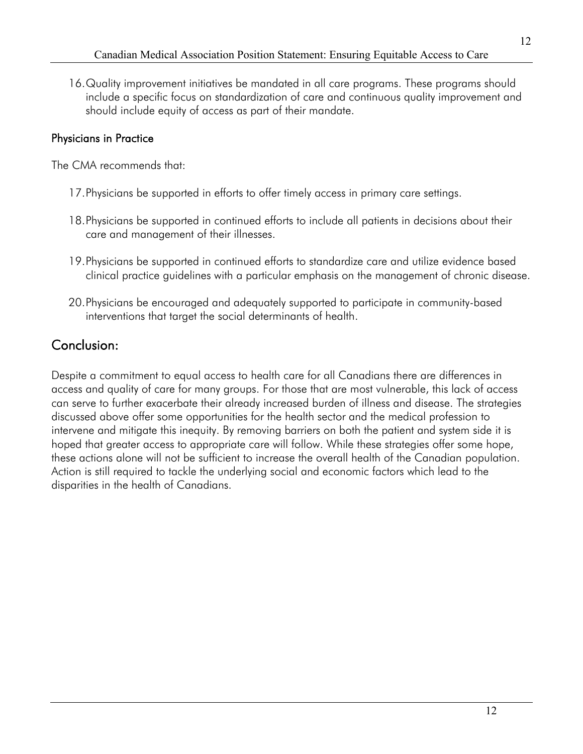16. Quality improvement initiatives be mandated in all care programs. These programs should include a specific focus on standardization of care and continuous quality improvement and should include equity of access as part of their mandate.

### Physicians in Practice

The CMA recommends that:

17. Physicians be supported in efforts to offer timely access in primary care settings.

18. Physicians be supported in continued efforts to include all patients in decisions about their care and management of their illnesses.

19. Physicians be supported in continued efforts to standardize care and utilize evidence based clinical practice guidelines with a particular emphasis on the management of chronic disease.

20. Physicians be encouraged and adequately supported to participate in community-based interventions that target the social determinants of health.

## Conclusion:

Despite a commitment to equal access to health care for all Canadians there are differences in access and quality of care for many groups. For those that are most vulnerable, this lack of access can serve to further exacerbate their already increased burden of illness and disease. The strategies discussed above offer some opportunities for the health sector and the medical profession to intervene and mitigate this inequity. By removing barriers on both the patient and system side it is hoped that greater access to appropriate care will follow. While these strategies offer some hope, these actions alone will not be sufficient to increase the overall health of the Canadian population. Action is still required to tackle the underlying social and economic factors which lead to the disparities in the health of Canadians.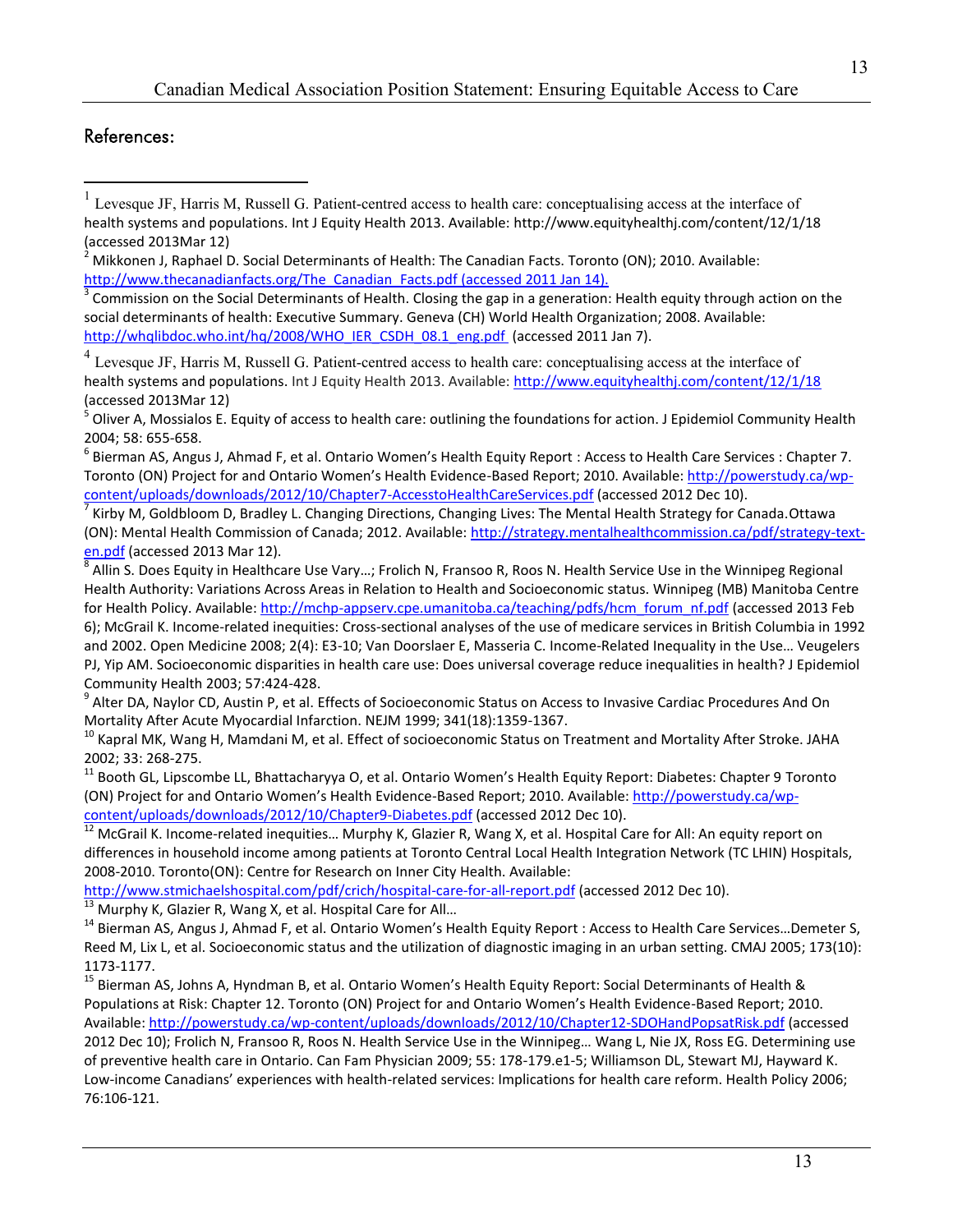## References:

[1] Levesque JF, Harris M, Russell G. Patient-centred access to health care: conceptualising access at the interface of health systems and populations. Int J Equity Health 2013. Available: http://www.equityhealthj.com/content/12/1/18 (accessed 2013Mar 12)

[2] Mikkonen J, Raphael D. Social Determinants of Health: The Canadian Facts. Toronto (ON); 2010. Available: http://www.thecanadianfacts.org/The_Canadian_Facts.pdf (accessed 2011 Jan 14).

[3] Commission on the Social Determinants of Health. Closing the gap in a generation: Health equity through action on the social determinants of health: Executive Summary. Geneva (CH) World Health Organization; 2008. Available: http://whqlibdoc.who.int/hq/2008/WHO_IER_CSDH_08.1_eng.pdf (accessed 2011 Jan 7).

[4] Levesque JF, Harris M, Russell G. Patient-centred access to health care: conceptualising access at the interface of health systems and populations. Int J Equity Health 2013. Available: http://www.equityhealthj.com/content/12/1/18 (accessed 2013Mar 12)

[5] Oliver A, Mossialos E. Equity of access to health care: outlining the foundations for action. J Epidemiol Community Health 2004; 58: 655-658.

[6] Bierman AS, Angus J, Ahmad F, et al. Ontario Women's Health Equity Report : Access to Health Care Services : Chapter 7. Toronto (ON) Project for and Ontario Women's Health Evidence-Based Report; 2010. Available: http://powerstudy.ca/wp-content/uploads/downloads/2012/10/Chapter7-AccesstoHealthCareServices.pdf (accessed 2012 Dec 10).

[7] Kirby M, Goldbloom D, Bradley L. Changing Directions, Changing Lives: The Mental Health Strategy for Canada.Ottawa (ON): Mental Health Commission of Canada; 2012. Available: http://strategy.mentalhealthcommission.ca/pdf/strategy-text-en.pdf (accessed 2013 Mar 12).

[8] Allin S. Does Equity in Healthcare Use Vary…; Frolich N, Fransoo R, Roos N. Health Service Use in the Winnipeg Regional Health Authority: Variations Across Areas in Relation to Health and Socioeconomic status. Winnipeg (MB) Manitoba Centre for Health Policy. Available: http://mchp-appserv.cpe.umanitoba.ca/teaching/pdfs/hcm_forum_nf.pdf (accessed 2013 Feb 6); McGrail K. Income-related inequities: Cross-sectional analyses of the use of medicare services in British Columbia in 1992 and 2002. Open Medicine 2008; 2(4): E3-10; Van Doorslaer E, Masseria C. Income-Related Inequality in the Use… Veugelers PJ, Yip AM. Socioeconomic disparities in health care use: Does universal coverage reduce inequalities in health? J Epidemiol Community Health 2003; 57:424-428.

[9] Alter DA, Naylor CD, Austin P, et al. Effects of Socioeconomic Status on Access to Invasive Cardiac Procedures And On Mortality After Acute Myocardial Infarction. NEJM 1999; 341(18):1359-1367.

[10] Kapral MK, Wang H, Mamdani M, et al. Effect of socioeconomic Status on Treatment and Mortality After Stroke. JAHA 2002; 33: 268-275.

[11] Booth GL, Lipscombe LL, Bhattacharyya O, et al. Ontario Women's Health Equity Report: Diabetes: Chapter 9 Toronto (ON) Project for and Ontario Women's Health Evidence-Based Report; 2010. Available: http://powerstudy.ca/wp-content/uploads/downloads/2012/10/Chapter9-Diabetes.pdf (accessed 2012 Dec 10).

[12] McGrail K. Income-related inequities… Murphy K, Glazier R, Wang X, et al. Hospital Care for All: An equity report on differences in household income among patients at Toronto Central Local Health Integration Network (TC LHIN) Hospitals, 2008-2010. Toronto(ON): Centre for Research on Inner City Health. Available: http://www.stmichaelshospital.com/pdf/crich/hospital-care-for-all-report.pdf (accessed 2012 Dec 10).

[13] Murphy K, Glazier R, Wang X, et al. Hospital Care for All…

[14] Bierman AS, Angus J, Ahmad F, et al. Ontario Women's Health Equity Report : Access to Health Care Services…Demeter S, Reed M, Lix L, et al. Socioeconomic status and the utilization of diagnostic imaging in an urban setting. CMAJ 2005; 173(10): 1173-1177.

[15] Bierman AS, Johns A, Hyndman B, et al. Ontario Women's Health Equity Report: Social Determinants of Health & Populations at Risk: Chapter 12. Toronto (ON) Project for and Ontario Women's Health Evidence-Based Report; 2010. Available: http://powerstudy.ca/wp-content/uploads/downloads/2012/10/Chapter12-SDOHandPopsatRisk.pdf (accessed 2012 Dec 10); Frolich N, Fransoo R, Roos N. Health Service Use in the Winnipeg… Wang L, Nie JX, Ross EG. Determining use of preventive health care in Ontario. Can Fam Physician 2009; 55: 178-179.e1-5; Williamson DL, Stewart MJ, Hayward K. Low-income Canadians' experiences with health-related services: Implications for health care reform. Health Policy 2006; 76:106-121.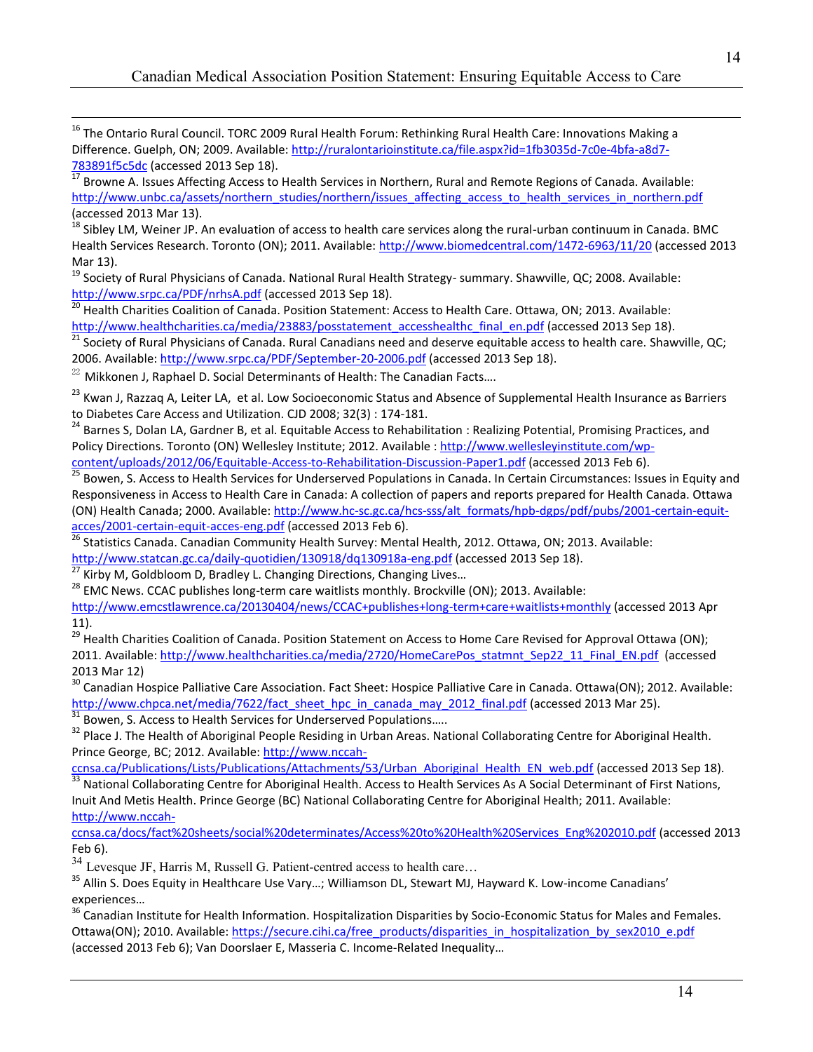[16] The Ontario Rural Council. TORC 2009 Rural Health Forum: Rethinking Rural Health Care: Innovations Making a Difference. Guelph, ON; 2009. Available: http://ruralontarioinstitute.ca/file.aspx?id=1fb3035d-7c0e-4bfa-a8d7-783891f5c5dc (accessed 2013 Sep 18).

[17] Browne A. Issues Affecting Access to Health Services in Northern, Rural and Remote Regions of Canada. Available: http://www.unbc.ca/assets/northern_studies/northern/issues_affecting_access_to_health_services_in_northern.pdf (accessed 2013 Mar 13).

[18] Sibley LM, Weiner JP. An evaluation of access to health care services along the rural-urban continuum in Canada. BMC Health Services Research. Toronto (ON); 2011. Available: http://www.biomedcentral.com/1472-6963/11/20 (accessed 2013 Mar 13).

[19] Society of Rural Physicians of Canada. National Rural Health Strategy- summary. Shawville, QC; 2008. Available: http://www.srpc.ca/PDF/nrhsA.pdf (accessed 2013 Sep 18).

[20] Health Charities Coalition of Canada. Position Statement: Access to Health Care. Ottawa, ON; 2013. Available: http://www.healthcharities.ca/media/23883/posstatement_accesshealthc_final_en.pdf (accessed 2013 Sep 18).

[21] Society of Rural Physicians of Canada. Rural Canadians need and deserve equitable access to health care. Shawville, QC; 2006. Available: http://www.srpc.ca/PDF/September-20-2006.pdf (accessed 2013 Sep 18).

[22] Mikkonen J, Raphael D. Social Determinants of Health: The Canadian Facts….

[23] Kwan J, Razzaq A, Leiter LA, et al. Low Socioeconomic Status and Absence of Supplemental Health Insurance as Barriers to Diabetes Care Access and Utilization. CJD 2008; 32(3) : 174-181.

[24] Barnes S, Dolan LA, Gardner B, et al. Equitable Access to Rehabilitation : Realizing Potential, Promising Practices, and Policy Directions. Toronto (ON) Wellesley Institute; 2012. Available : http://www.wellesleyinstitute.com/wp-content/uploads/2012/06/Equitable-Access-to-Rehabilitation-Discussion-Paper1.pdf (accessed 2013 Feb 6).

[25] Bowen, S. Access to Health Services for Underserved Populations in Canada. In Certain Circumstances: Issues in Equity and Responsiveness in Access to Health Care in Canada: A collection of papers and reports prepared for Health Canada. Ottawa (ON) Health Canada; 2000. Available: http://www.hc-sc.gc.ca/hcs-sss/alt_formats/hpb-dgps/pdf/pubs/2001-certain-equit-acces/2001-certain-equit-acces-eng.pdf (accessed 2013 Feb 6).

[26] Statistics Canada. Canadian Community Health Survey: Mental Health, 2012. Ottawa, ON; 2013. Available: http://www.statcan.gc.ca/daily-quotidien/130918/dq130918a-eng.pdf (accessed 2013 Sep 18).

[27] Kirby M, Goldbloom D, Bradley L. Changing Directions, Changing Lives…

[28] EMC News. CCAC publishes long-term care waitlists monthly. Brockville (ON); 2013. Available: http://www.emcstlawrence.ca/20130404/news/CCAC+publishes+long-term+care+waitlists+monthly (accessed 2013 Apr 11).

[29] Health Charities Coalition of Canada. Position Statement on Access to Home Care Revised for Approval Ottawa (ON); 2011. Available: http://www.healthcharities.ca/media/2720/HomeCarePos_statmnt_Sep22_11_Final_EN.pdf (accessed 2013 Mar 12)

[30] Canadian Hospice Palliative Care Association. Fact Sheet: Hospice Palliative Care in Canada. Ottawa(ON); 2012. Available: http://www.chpca.net/media/7622/fact_sheet_hpc_in_canada_may_2012_final.pdf (accessed 2013 Mar 25).

[31] Bowen, S. Access to Health Services for Underserved Populations…..

[32] Place J. The Health of Aboriginal People Residing in Urban Areas. National Collaborating Centre for Aboriginal Health. Prince George, BC; 2012. Available: http://www.nccah-ccnsa.ca/Publications/Lists/Publications/Attachments/53/Urban_Aboriginal_Health_EN_web.pdf (accessed 2013 Sep 18).

[33] National Collaborating Centre for Aboriginal Health. Access to Health Services As A Social Determinant of First Nations, Inuit And Metis Health. Prince George (BC) National Collaborating Centre for Aboriginal Health; 2011. Available: http://www.nccah-ccnsa.ca/docs/fact%20sheets/social%20determinates/Access%20to%20Health%20Services_Eng%202010.pdf (accessed 2013 Feb 6).

[34] Levesque JF, Harris M, Russell G. Patient-centred access to health care…

[35] Allin S. Does Equity in Healthcare Use Vary…; Williamson DL, Stewart MJ, Hayward K. Low-income Canadians' experiences…

[36] Canadian Institute for Health Information. Hospitalization Disparities by Socio-Economic Status for Males and Females. Ottawa(ON); 2010. Available: https://secure.cihi.ca/free_products/disparities_in_hospitalization_by_sex2010_e.pdf (accessed 2013 Feb 6); Van Doorslaer E, Masseria C. Income-Related Inequality…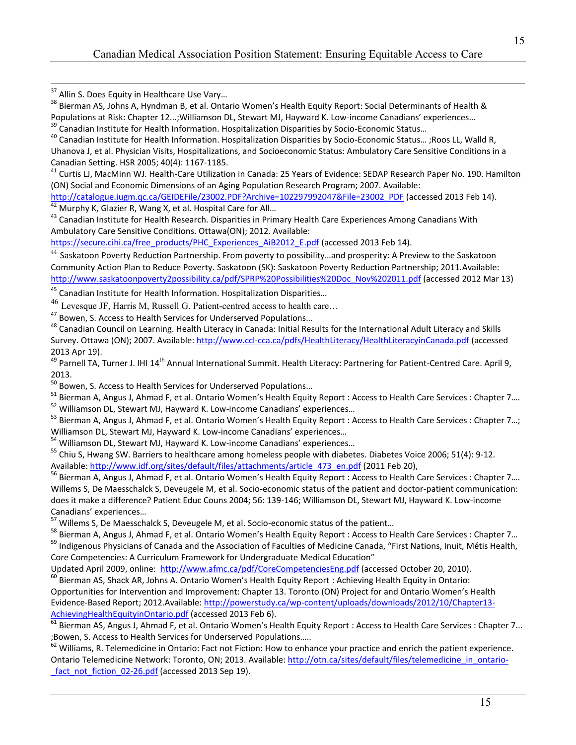[37] Allin S. Does Equity in Healthcare Use Vary…

[38] Bierman AS, Johns A, Hyndman B, et al. Ontario Women's Health Equity Report: Social Determinants of Health & Populations at Risk: Chapter 12...;Williamson DL, Stewart MJ, Hayward K. Low-income Canadians' experiences…

[39] Canadian Institute for Health Information. Hospitalization Disparities by Socio-Economic Status…

[40] Canadian Institute for Health Information. Hospitalization Disparities by Socio-Economic Status… ;Roos LL, Walld R, Uhanova J, et al. Physician Visits, Hospitalizations, and Socioeconomic Status: Ambulatory Care Sensitive Conditions in a Canadian Setting. HSR 2005; 40(4): 1167-1185.

[41] Curtis LJ, MacMinn WJ. Health-Care Utilization in Canada: 25 Years of Evidence: SEDAP Research Paper No. 190. Hamilton (ON) Social and Economic Dimensions of an Aging Population Research Program; 2007. Available: http://catalogue.iugm.qc.ca/GEIDEFile/23002.PDF?Archive=102297992047&File=23002_PDF (accessed 2013 Feb 14).

[42] Murphy K, Glazier R, Wang X, et al. Hospital Care for All…

[43] Canadian Institute for Health Research. Disparities in Primary Health Care Experiences Among Canadians With Ambulatory Care Sensitive Conditions. Ottawa(ON); 2012. Available: https://secure.cihi.ca/free_products/PHC_Experiences_AiB2012_E.pdf (accessed 2013 Feb 14).

[44] Saskatoon Poverty Reduction Partnership. From poverty to possibility…and prosperity: A Preview to the Saskatoon Community Action Plan to Reduce Poverty. Saskatoon (SK): Saskatoon Poverty Reduction Partnership; 2011.Available: http://www.saskatoonpoverty2possibility.ca/pdf/SPRP%20Possibilities%20Doc_Nov%202011.pdf (accessed 2012 Mar 13)

[45] Canadian Institute for Health Information. Hospitalization Disparities…

[46] Levesque JF, Harris M, Russell G. Patient-centred access to health care…

[47] Bowen, S. Access to Health Services for Underserved Populations…

[48] Canadian Council on Learning. Health Literacy in Canada: Initial Results for the International Adult Literacy and Skills Survey. Ottawa (ON); 2007. Available: http://www.ccl-cca.ca/pdfs/HealthLiteracy/HealthLiteracyinCanada.pdf (accessed 2013 Apr 19).

[49] Parnell TA, Turner J. IHI 14th Annual International Summit. Health Literacy: Partnering for Patient-Centred Care. April 9, 2013.

[50] Bowen, S. Access to Health Services for Underserved Populations…

[51] Bierman A, Angus J, Ahmad F, et al. Ontario Women's Health Equity Report : Access to Health Care Services : Chapter 7….

[52] Williamson DL, Stewart MJ, Hayward K. Low-income Canadians' experiences…

[53] Bierman A, Angus J, Ahmad F, et al. Ontario Women's Health Equity Report : Access to Health Care Services : Chapter 7…; Williamson DL, Stewart MJ, Hayward K. Low-income Canadians' experiences…

[54] Williamson DL, Stewart MJ, Hayward K. Low-income Canadians' experiences…

[55] Chiu S, Hwang SW. Barriers to healthcare among homeless people with diabetes. Diabetes Voice 2006; 51(4): 9-12. Available: http://www.idf.org/sites/default/files/attachments/article_473_en.pdf (2011 Feb 20),

[56] Bierman A, Angus J, Ahmad F, et al. Ontario Women's Health Equity Report : Access to Health Care Services : Chapter 7…. Willems S, De Maesschalck S, Deveugele M, et al. Socio-economic status of the patient and doctor-patient communication: does it make a difference? Patient Educ Couns 2004; 56: 139-146; Williamson DL, Stewart MJ, Hayward K. Low-income Canadians' experiences…

[57] Willems S, De Maesschalck S, Deveugele M, et al. Socio-economic status of the patient…

[58] Bierman A, Angus J, Ahmad F, et al. Ontario Women's Health Equity Report : Access to Health Care Services : Chapter 7…

[59] Indigenous Physicians of Canada and the Association of Faculties of Medicine Canada, "First Nations, Inuit, Métis Health, Core Competencies: A Curriculum Framework for Undergraduate Medical Education" Updated April 2009, online: http://www.afmc.ca/pdf/CoreCompetenciesEng.pdf (accessed October 20, 2010).

[60] Bierman AS, Shack AR, Johns A. Ontario Women's Health Equity Report : Achieving Health Equity in Ontario: Opportunities for Intervention and Improvement: Chapter 13. Toronto (ON) Project for and Ontario Women's Health Evidence-Based Report; 2012.Available: http://powerstudy.ca/wp-content/uploads/downloads/2012/10/Chapter13-AchievingHealthEquityinOntario.pdf (accessed 2013 Feb 6).

[61] Bierman AS, Angus J, Ahmad F, et al. Ontario Women's Health Equity Report : Access to Health Care Services : Chapter 7... ;Bowen, S. Access to Health Services for Underserved Populations…..

[62] Williams, R. Telemedicine in Ontario: Fact not Fiction: How to enhance your practice and enrich the patient experience. Ontario Telemedicine Network: Toronto, ON; 2013. Available: http://otn.ca/sites/default/files/telemedicine_in_ontario-_fact_not_fiction_02-26.pdf (accessed 2013 Sep 19).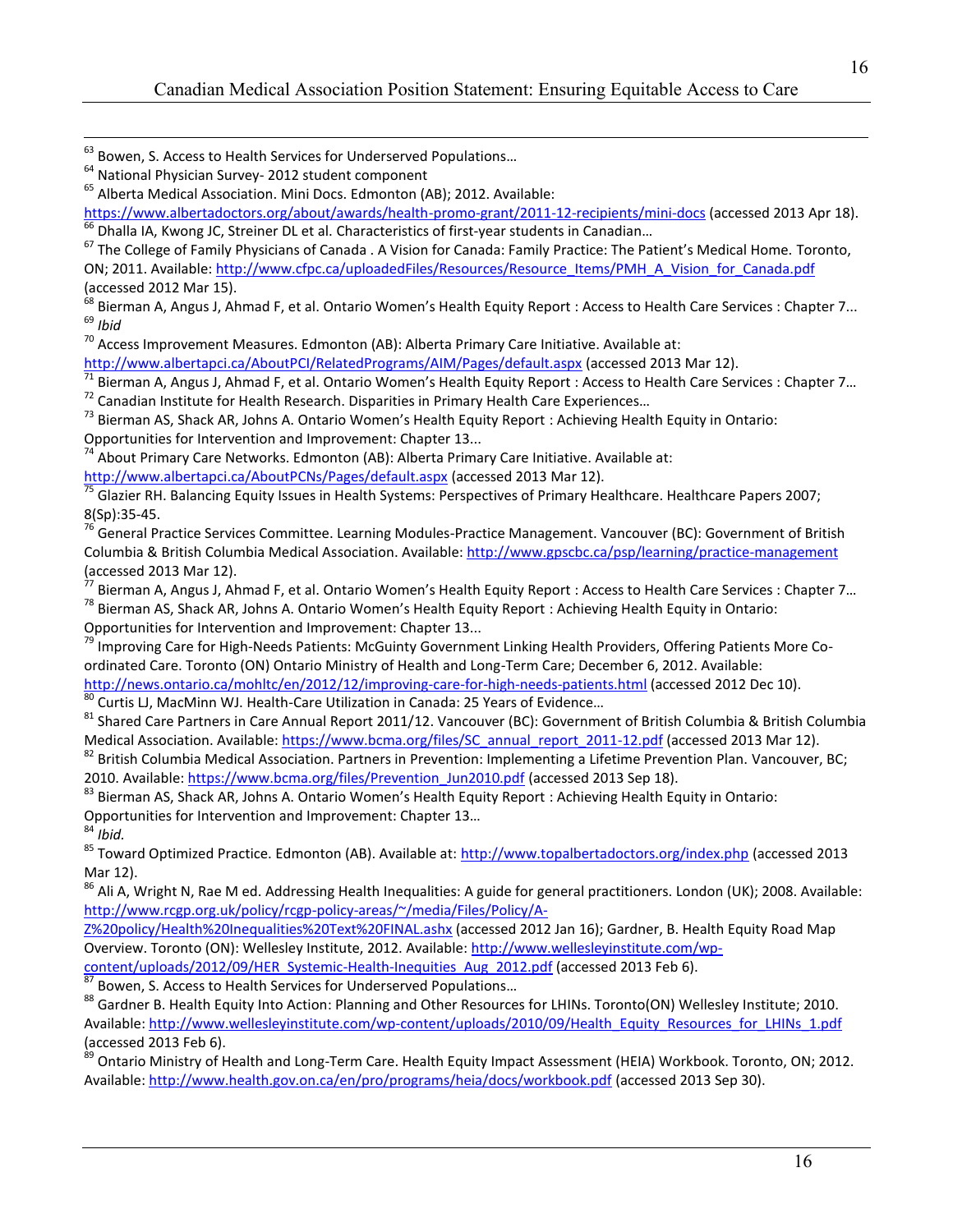[63] Bowen, S. Access to Health Services for Underserved Populations…

[64] National Physician Survey- 2012 student component

[65] Alberta Medical Association. Mini Docs. Edmonton (AB); 2012. Available: https://www.albertadoctors.org/about/awards/health-promo-grant/2011-12-recipients/mini-docs (accessed 2013 Apr 18).

[66] Dhalla IA, Kwong JC, Streiner DL et al. Characteristics of first-year students in Canadian…

[67] The College of Family Physicians of Canada . A Vision for Canada: Family Practice: The Patient's Medical Home. Toronto, ON; 2011. Available: http://www.cfpc.ca/uploadedFiles/Resources/Resource_Items/PMH_A_Vision_for_Canada.pdf (accessed 2012 Mar 15).

[68] Bierman A, Angus J, Ahmad F, et al. Ontario Women's Health Equity Report : Access to Health Care Services : Chapter 7...

[69] *Ibid*

[70] Access Improvement Measures. Edmonton (AB): Alberta Primary Care Initiative. Available at: http://www.albertapci.ca/AboutPCI/RelatedPrograms/AIM/Pages/default.aspx (accessed 2013 Mar 12).

[71] Bierman A, Angus J, Ahmad F, et al. Ontario Women's Health Equity Report : Access to Health Care Services : Chapter 7…

[72] Canadian Institute for Health Research. Disparities in Primary Health Care Experiences…

[73] Bierman AS, Shack AR, Johns A. Ontario Women's Health Equity Report : Achieving Health Equity in Ontario: Opportunities for Intervention and Improvement: Chapter 13...

[74] About Primary Care Networks. Edmonton (AB): Alberta Primary Care Initiative. Available at: http://www.albertapci.ca/AboutPCNs/Pages/default.aspx (accessed 2013 Mar 12).

[75] Glazier RH. Balancing Equity Issues in Health Systems: Perspectives of Primary Healthcare. Healthcare Papers 2007; 8(Sp):35-45.

[76] General Practice Services Committee. Learning Modules-Practice Management. Vancouver (BC): Government of British Columbia & British Columbia Medical Association. Available: http://www.gpscbc.ca/psp/learning/practice-management (accessed 2013 Mar 12).

[77] Bierman A, Angus J, Ahmad F, et al. Ontario Women's Health Equity Report : Access to Health Care Services : Chapter 7…

[78] Bierman AS, Shack AR, Johns A. Ontario Women's Health Equity Report : Achieving Health Equity in Ontario: Opportunities for Intervention and Improvement: Chapter 13...

[79] Improving Care for High-Needs Patients: McGuinty Government Linking Health Providers, Offering Patients More Co-ordinated Care. Toronto (ON) Ontario Ministry of Health and Long-Term Care; December 6, 2012. Available: http://news.ontario.ca/mohltc/en/2012/12/improving-care-for-high-needs-patients.html (accessed 2012 Dec 10).

[80] Curtis LJ, MacMinn WJ. Health-Care Utilization in Canada: 25 Years of Evidence…

[81] Shared Care Partners in Care Annual Report 2011/12. Vancouver (BC): Government of British Columbia & British Columbia Medical Association. Available: https://www.bcma.org/files/SC_annual_report_2011-12.pdf (accessed 2013 Mar 12).

[82] British Columbia Medical Association. Partners in Prevention: Implementing a Lifetime Prevention Plan. Vancouver, BC; 2010. Available: https://www.bcma.org/files/Prevention_Jun2010.pdf (accessed 2013 Sep 18).

[83] Bierman AS, Shack AR, Johns A. Ontario Women's Health Equity Report : Achieving Health Equity in Ontario: Opportunities for Intervention and Improvement: Chapter 13…

[84] *Ibid.*

[85] Toward Optimized Practice. Edmonton (AB). Available at: http://www.topalbertadoctors.org/index.php (accessed 2013 Mar 12).

[86] Ali A, Wright N, Rae M ed. Addressing Health Inequalities: A guide for general practitioners. London (UK); 2008. Available: http://www.rcgp.org.uk/policy/rcgp-policy-areas/~/media/Files/Policy/A-Z%20policy/Health%20Inequalities%20Text%20FINAL.ashx (accessed 2012 Jan 16); Gardner, B. Health Equity Road Map Overview. Toronto (ON): Wellesley Institute, 2012. Available: http://www.wellesleyinstitute.com/wp-content/uploads/2012/09/HER_Systemic-Health-Inequities_Aug_2012.pdf (accessed 2013 Feb 6).

[87] Bowen, S. Access to Health Services for Underserved Populations…

[88] Gardner B. Health Equity Into Action: Planning and Other Resources for LHINs. Toronto(ON) Wellesley Institute; 2010. Available: http://www.wellesleyinstitute.com/wp-content/uploads/2010/09/Health_Equity_Resources_for_LHINs_1.pdf (accessed 2013 Feb 6).

[89] Ontario Ministry of Health and Long-Term Care. Health Equity Impact Assessment (HEIA) Workbook. Toronto, ON; 2012. Available: http://www.health.gov.on.ca/en/pro/programs/heia/docs/workbook.pdf (accessed 2013 Sep 30).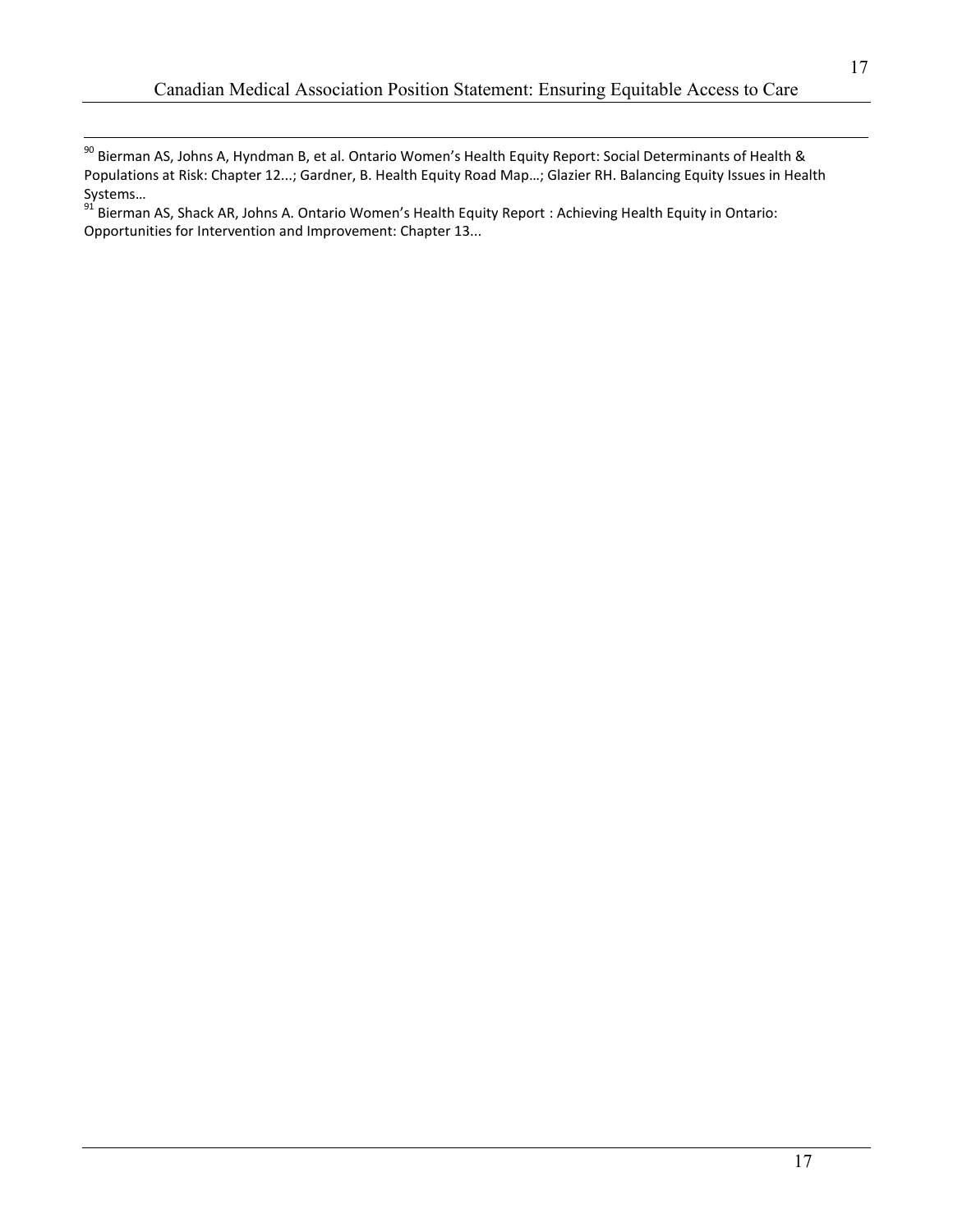[90] Bierman AS, Johns A, Hyndman B, et al. Ontario Women's Health Equity Report: Social Determinants of Health & Populations at Risk: Chapter 12...; Gardner, B. Health Equity Road Map…; Glazier RH. Balancing Equity Issues in Health Systems…

[91] Bierman AS, Shack AR, Johns A. Ontario Women's Health Equity Report : Achieving Health Equity in Ontario: Opportunities for Intervention and Improvement: Chapter 13...